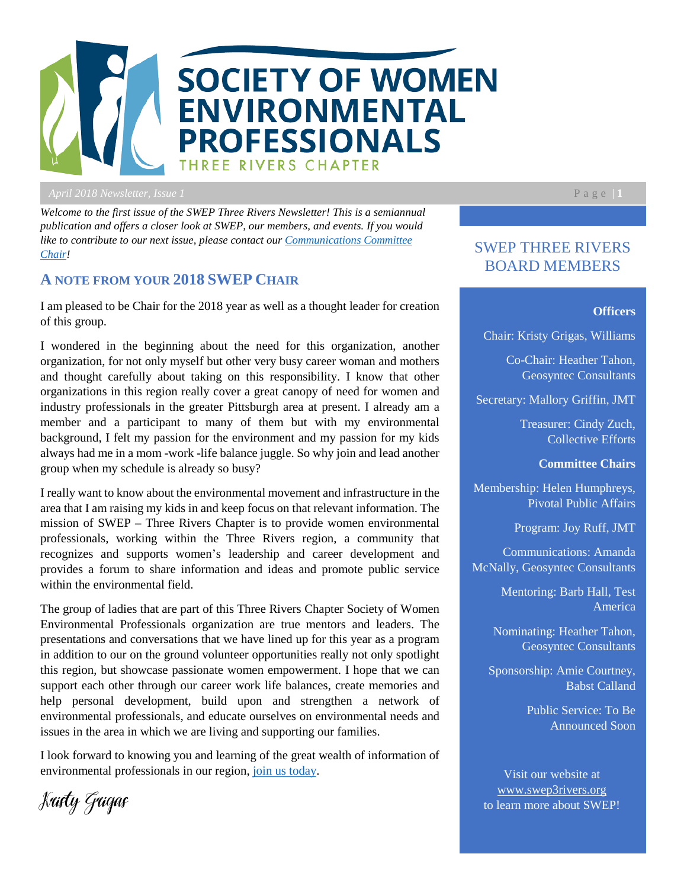# SOCIETY OF WOMEN ENVIRONMENTAL PROFESSIONALS

THREE RIVERS CHAPTER

*April 2018 Newsletter, Issue 1*

*Welcome to the first issue of the SWEP Three Rivers Newsletter! This is a semiannual publication and offers a closer look at SWEP, our members, and events. If you would like to contribute to our next issue, please contact our [Communications Committee Chair](#)!*

## A NOTE FROM YOUR 2018 SWEP CHAIR

I am pleased to be Chair for the 2018 year as well as a thought leader for creation of this group.

I wondered in the beginning about the need for this organization, another organization, for not only myself but other very busy career woman and mothers and thought carefully about taking on this responsibility. I know that other organizations in this region really cover a great canopy of need for women and industry professionals in the greater Pittsburgh area at present. I already am a member and a participant to many of them but with my environmental background, I felt my passion for the environment and my passion for my kids always had me in a mom -work -life balance juggle. So why join and lead another group when my schedule is already so busy?

I really want to know about the environmental movement and infrastructure in the area that I am raising my kids in and keep focus on that relevant information. The mission of SWEP – Three Rivers Chapter is to provide women environmental professionals, working within the Three Rivers region, a community that recognizes and supports women's leadership and career development and provides a forum to share information and ideas and promote public service within the environmental field.

The group of ladies that are part of this Three Rivers Chapter Society of Women Environmental Professionals organization are true mentors and leaders. The presentations and conversations that we have lined up for this year as a program in addition to our on the ground volunteer opportunities really not only spotlight this region, but showcase passionate women empowerment. I hope that we can support each other through our career work life balances, create memories and help personal development, build upon and strengthen a network of environmental professionals, and educate ourselves on environmental needs and issues in the area in which we are living and supporting our families.

I look forward to knowing you and learning of the great wealth of information of environmental professionals in our region, [join us today](#).

*Kristy Grigas*

## SWEP THREE RIVERS BOARD MEMBERS

**Officers**

Chair: Kristy Grigas, Williams

Co-Chair: Heather Tahon, Geosyntec Consultants

Secretary: Mallory Griffin, JMT

Treasurer: Cindy Zuch, Collective Efforts

**Committee Chairs**

Membership: Helen Humphreys, Pivotal Public Affairs

Program: Joy Ruff, JMT

Communications: Amanda McNally, Geosyntec Consultants

Mentoring: Barb Hall, Test America

Nominating: Heather Tahon, Geosyntec Consultants

Sponsorship: Amie Courtney, Babst Calland

Public Service: To Be Announced Soon

Visit our website at [www.swep3rivers.org](www.swep3rivers.org) to learn more about SWEP!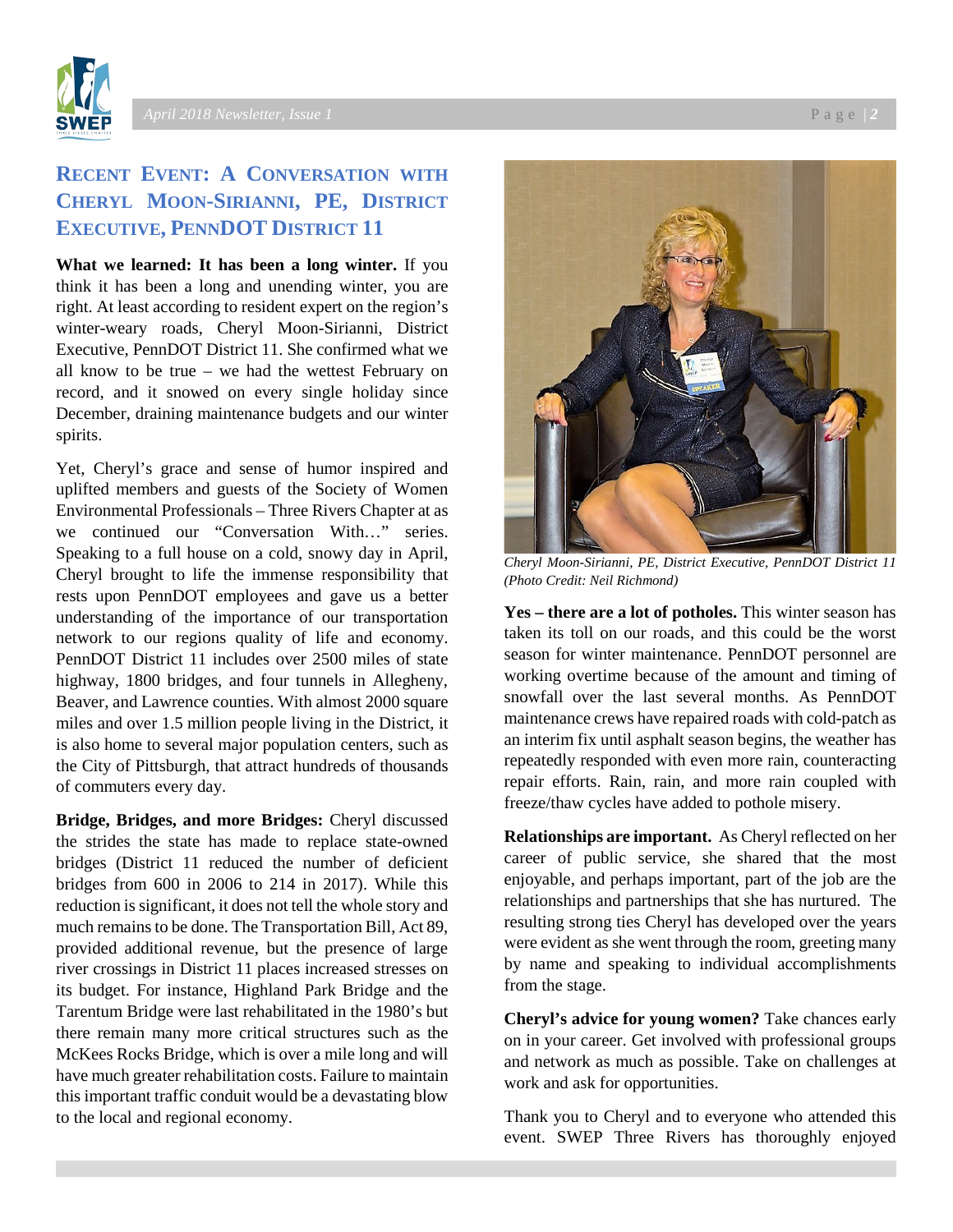## Recent Event: A Conversation with Cheryl Moon-Sirianni, PE, District Executive, PennDOT District 11

**What we learned: It has been a long winter.** If you think it has been a long and unending winter, you are right. At least according to resident expert on the region's winter-weary roads, Cheryl Moon-Sirianni, District Executive, PennDOT District 11. She confirmed what we all know to be true – we had the wettest February on record, and it snowed on every single holiday since December, draining maintenance budgets and our winter spirits.

Yet, Cheryl's grace and sense of humor inspired and uplifted members and guests of the Society of Women Environmental Professionals – Three Rivers Chapter at as we continued our "Conversation With…" series. Speaking to a full house on a cold, snowy day in April, Cheryl brought to life the immense responsibility that rests upon PennDOT employees and gave us a better understanding of the importance of our transportation network to our regions quality of life and economy. PennDOT District 11 includes over 2500 miles of state highway, 1800 bridges, and four tunnels in Allegheny, Beaver, and Lawrence counties. With almost 2000 square miles and over 1.5 million people living in the District, it is also home to several major population centers, such as the City of Pittsburgh, that attract hundreds of thousands of commuters every day.

**Bridge, Bridges, and more Bridges:** Cheryl discussed the strides the state has made to replace state-owned bridges (District 11 reduced the number of deficient bridges from 600 in 2006 to 214 in 2017). While this reduction is significant, it does not tell the whole story and much remains to be done. The Transportation Bill, Act 89, provided additional revenue, but the presence of large river crossings in District 11 places increased stresses on its budget. For instance, Highland Park Bridge and the Tarentum Bridge were last rehabilitated in the 1980's but there remain many more critical structures such as the McKees Rocks Bridge, which is over a mile long and will have much greater rehabilitation costs. Failure to maintain this important traffic conduit would be a devastating blow to the local and regional economy.

*Cheryl Moon-Sirianni, PE, District Executive, PennDOT District 11 (Photo Credit: Neil Richmond)*

**Yes – there are a lot of potholes.** This winter season has taken its toll on our roads, and this could be the worst season for winter maintenance. PennDOT personnel are working overtime because of the amount and timing of snowfall over the last several months. As PennDOT maintenance crews have repaired roads with cold-patch as an interim fix until asphalt season begins, the weather has repeatedly responded with even more rain, counteracting repair efforts. Rain, rain, and more rain coupled with freeze/thaw cycles have added to pothole misery.

**Relationships are important.** As Cheryl reflected on her career of public service, she shared that the most enjoyable, and perhaps important, part of the job are the relationships and partnerships that she has nurtured. The resulting strong ties Cheryl has developed over the years were evident as she went through the room, greeting many by name and speaking to individual accomplishments from the stage.

**Cheryl's advice for young women?** Take chances early on in your career. Get involved with professional groups and network as much as possible. Take on challenges at work and ask for opportunities.

Thank you to Cheryl and to everyone who attended this event. SWEP Three Rivers has thoroughly enjoyed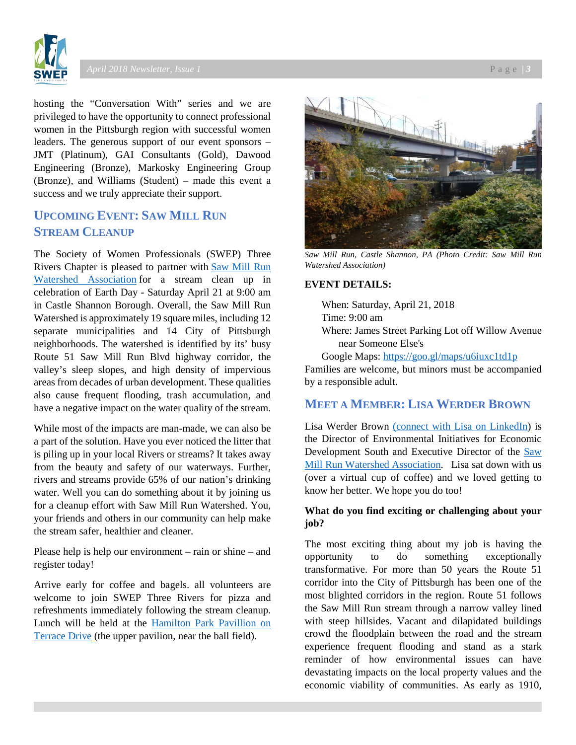hosting the "Conversation With" series and we are privileged to have the opportunity to connect professional women in the Pittsburgh region with successful women leaders. The generous support of our event sponsors – JMT (Platinum), GAI Consultants (Gold), Dawood Engineering (Bronze), Markosky Engineering Group (Bronze), and Williams (Student) – made this event a success and we truly appreciate their support.

## Upcoming Event: Saw Mill Run Stream Cleanup

The Society of Women Professionals (SWEP) Three Rivers Chapter is pleased to partner with Saw Mill Run Watershed Association for a stream clean up in celebration of Earth Day - Saturday April 21 at 9:00 am in Castle Shannon Borough. Overall, the Saw Mill Run Watershed is approximately 19 square miles, including 12 separate municipalities and 14 City of Pittsburgh neighborhoods. The watershed is identified by its' busy Route 51 Saw Mill Run Blvd highway corridor, the valley's sleep slopes, and high density of impervious areas from decades of urban development. These qualities also cause frequent flooding, trash accumulation, and have a negative impact on the water quality of the stream.

While most of the impacts are man-made, we can also be a part of the solution. Have you ever noticed the litter that is piling up in your local Rivers or streams? It takes away from the beauty and safety of our waterways. Further, rivers and streams provide 65% of our nation's drinking water. Well you can do something about it by joining us for a cleanup effort with Saw Mill Run Watershed. You, your friends and others in our community can help make the stream safer, healthier and cleaner.

Please help is help our environment – rain or shine – and register today!

Arrive early for coffee and bagels. all volunteers are welcome to join SWEP Three Rivers for pizza and refreshments immediately following the stream cleanup. Lunch will be held at the Hamilton Park Pavillion on Terrace Drive (the upper pavilion, near the ball field).

*Saw Mill Run, Castle Shannon, PA (Photo Credit: Saw Mill Run Watershed Association)*

**EVENT DETAILS:**

When: Saturday, April 21, 2018
Time: 9:00 am
Where: James Street Parking Lot off Willow Avenue near Someone Else's
Google Maps: https://goo.gl/maps/u6iuxc1td1p

Families are welcome, but minors must be accompanied by a responsible adult.

## Meet a Member: Lisa Werder Brown

Lisa Werder Brown (connect with Lisa on LinkedIn) is the Director of Environmental Initiatives for Economic Development South and Executive Director of the Saw Mill Run Watershed Association. Lisa sat down with us (over a virtual cup of coffee) and we loved getting to know her better. We hope you do too!

**What do you find exciting or challenging about your job?**

The most exciting thing about my job is having the opportunity to do something exceptionally transformative. For more than 50 years the Route 51 corridor into the City of Pittsburgh has been one of the most blighted corridors in the region. Route 51 follows the Saw Mill Run stream through a narrow valley lined with steep hillsides. Vacant and dilapidated buildings crowd the floodplain between the road and the stream experience frequent flooding and stand as a stark reminder of how environmental issues can have devastating impacts on the local property values and the economic viability of communities. As early as 1910,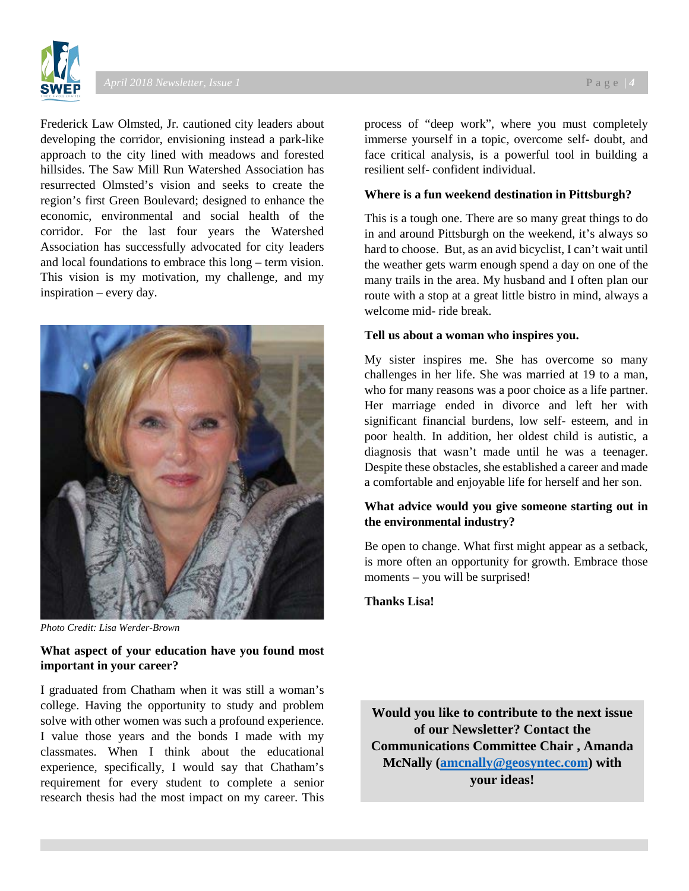Frederick Law Olmsted, Jr. cautioned city leaders about developing the corridor, envisioning instead a park-like approach to the city lined with meadows and forested hillsides. The Saw Mill Run Watershed Association has resurrected Olmsted's vision and seeks to create the region's first Green Boulevard; designed to enhance the economic, environmental and social health of the corridor. For the last four years the Watershed Association has successfully advocated for city leaders and local foundations to embrace this long – term vision. This vision is my motivation, my challenge, and my inspiration – every day.

*Photo Credit: Lisa Werder-Brown*

**What aspect of your education have you found most important in your career?**

I graduated from Chatham when it was still a woman's college. Having the opportunity to study and problem solve with other women was such a profound experience. I value those years and the bonds I made with my classmates. When I think about the educational experience, specifically, I would say that Chatham's requirement for every student to complete a senior research thesis had the most impact on my career. This process of "deep work", where you must completely immerse yourself in a topic, overcome self- doubt, and face critical analysis, is a powerful tool in building a resilient self- confident individual.

**Where is a fun weekend destination in Pittsburgh?**

This is a tough one. There are so many great things to do in and around Pittsburgh on the weekend, it's always so hard to choose. But, as an avid bicyclist, I can't wait until the weather gets warm enough spend a day on one of the many trails in the area. My husband and I often plan our route with a stop at a great little bistro in mind, always a welcome mid- ride break.

**Tell us about a woman who inspires you.**

My sister inspires me. She has overcome so many challenges in her life. She was married at 19 to a man, who for many reasons was a poor choice as a life partner. Her marriage ended in divorce and left her with significant financial burdens, low self- esteem, and in poor health. In addition, her oldest child is autistic, a diagnosis that wasn't made until he was a teenager. Despite these obstacles, she established a career and made a comfortable and enjoyable life for herself and her son.

**What advice would you give someone starting out in the environmental industry?**

Be open to change. What first might appear as a setback, is more often an opportunity for growth. Embrace those moments – you will be surprised!

**Thanks Lisa!**

**Would you like to contribute to the next issue of our Newsletter? Contact the Communications Committee Chair , Amanda McNally ([amcnally@geosyntec.com](mailto:amcnally@geosyntec.com)) with your ideas!**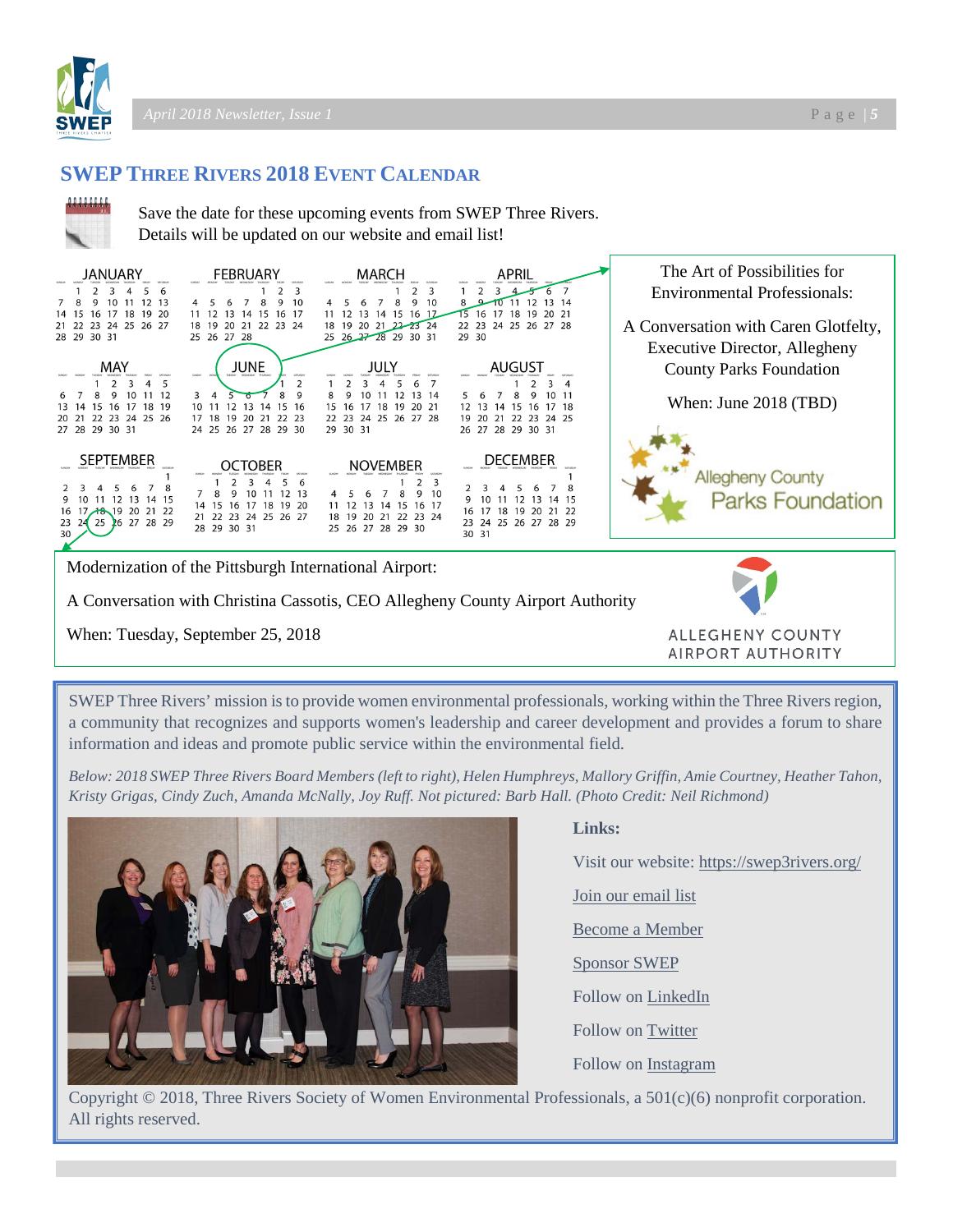## SWEP Three Rivers 2018 Event Calendar

Save the date for these upcoming events from SWEP Three Rivers.
Details will be updated on our website and email list!

JANUARY
1 2 3 4 5 6
7 8 9 10 11 12 13
14 15 16 17 18 19 20
21 22 23 24 25 26 27
28 29 30 31

FEBRUARY
1 2 3
4 5 6 7 8 9 10
11 12 13 14 15 16 17
18 19 20 21 22 23 24
25 26 27 28

MARCH
1 2 3
4 5 6 7 8 9 10
11 12 13 14 15 16 17
18 19 20 21 22 23 24
25 26 27 28 29 30 31

APRIL
1 2 3 4 5 6 7
8 9 10 11 12 13 14
15 16 17 18 19 20 21
22 23 24 25 26 27 28
29 30

MAY
1 2 3 4 5
6 7 8 9 10 11 12
13 14 15 16 17 18 19
20 21 22 23 24 25 26
27 28 29 30 31

JUNE
1 2
3 4 5 6 7 8 9
10 11 12 13 14 15 16
17 18 19 20 21 22 23
24 25 26 27 28 29 30

JULY
1 2 3 4 5 6 7
8 9 10 11 12 13 14
15 16 17 18 19 20 21
22 23 24 25 26 27 28
29 30 31

AUGUST
1 2 3 4
5 6 7 8 9 10 11
12 13 14 15 16 17 18
19 20 21 22 23 24 25
26 27 28 29 30 31

SEPTEMBER
1
2 3 4 5 6 7 8
9 10 11 12 13 14 15
16 17 18 19 20 21 22
23 24 25 26 27 28 29
30

OCTOBER
1 2 3 4 5 6
7 8 9 10 11 12 13
14 15 16 17 18 19 20
21 22 23 24 25 26 27
28 29 30 31

NOVEMBER
1 2 3
4 5 6 7 8 9 10
11 12 13 14 15 16 17
18 19 20 21 22 23 24
25 26 27 28 29 30

DECEMBER
1
2 3 4 5 6 7 8
9 10 11 12 13 14 15
16 17 18 19 20 21 22
23 24 25 26 27 28 29
30 31

The Art of Possibilities for Environmental Professionals:

A Conversation with Caren Glotfelty, Executive Director, Allegheny County Parks Foundation

When: June 2018 (TBD)

Allegheny County Parks Foundation

Modernization of the Pittsburgh International Airport:

A Conversation with Christina Cassotis, CEO Allegheny County Airport Authority

When: Tuesday, September 25, 2018

ALLEGHENY COUNTY AIRPORT AUTHORITY

SWEP Three Rivers' mission is to provide women environmental professionals, working within the Three Rivers region, a community that recognizes and supports women's leadership and career development and provides a forum to share information and ideas and promote public service within the environmental field.

*Below: 2018 SWEP Three Rivers Board Members (left to right), Helen Humphreys, Mallory Griffin, Amie Courtney, Heather Tahon, Kristy Grigas, Cindy Zuch, Amanda McNally, Joy Ruff. Not pictured: Barb Hall. (Photo Credit: Neil Richmond)*

**Links:**

Visit our website: https://swep3rivers.org/

Join our email list

Become a Member

Sponsor SWEP

Follow on LinkedIn

Follow on Twitter

Follow on Instagram

Copyright © 2018, Three Rivers Society of Women Environmental Professionals, a 501(c)(6) nonprofit corporation. All rights reserved.